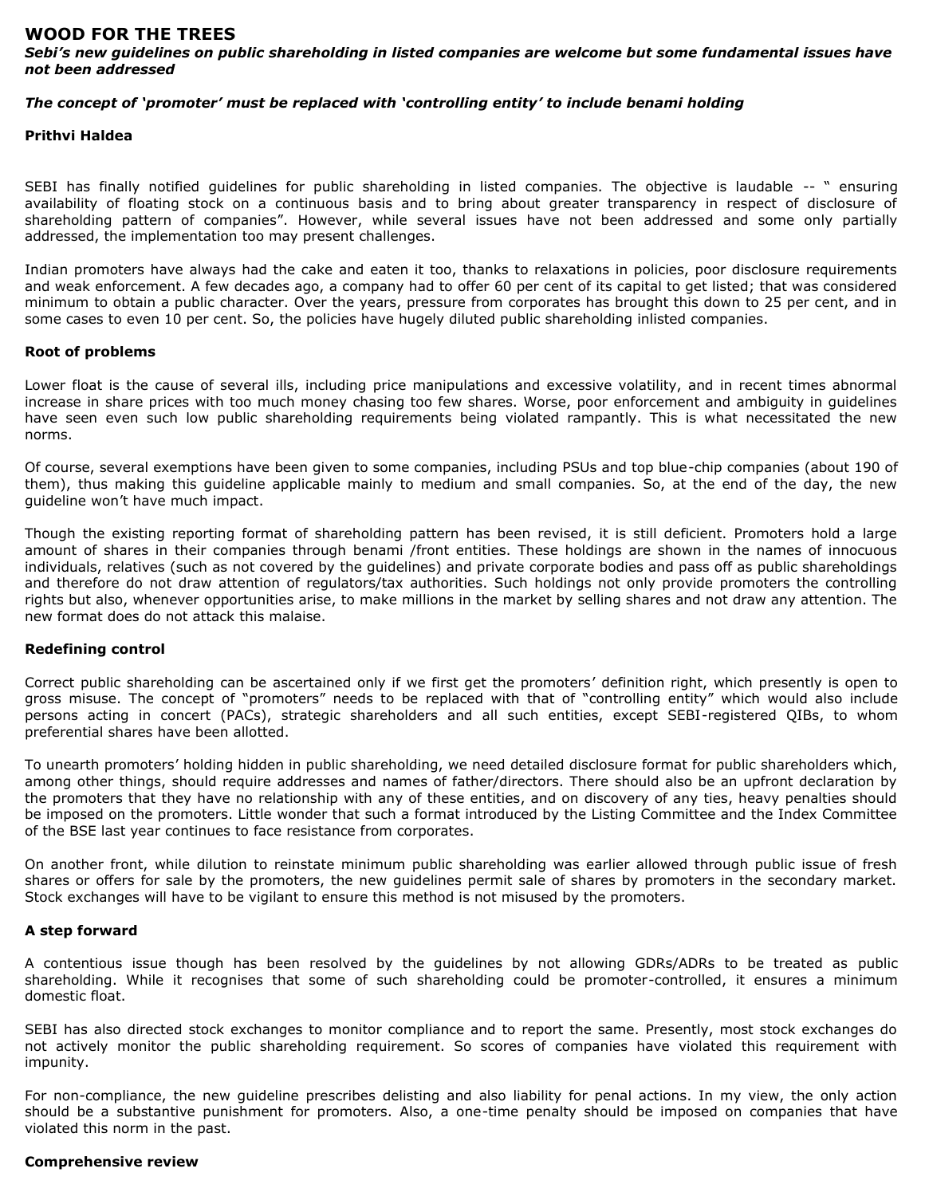# WOOD FOR THE TREES

***Sebi's new guidelines on public shareholding in listed companies are welcome but some fundamental issues have not been addressed***

***The concept of 'promoter' must be replaced with 'controlling entity' to include benami holding***

**Prithvi Haldea**

SEBI has finally notified guidelines for public shareholding in listed companies. The objective is laudable -- " ensuring availability of floating stock on a continuous basis and to bring about greater transparency in respect of disclosure of shareholding pattern of companies". However, while several issues have not been addressed and some only partially addressed, the implementation too may present challenges.

Indian promoters have always had the cake and eaten it too, thanks to relaxations in policies, poor disclosure requirements and weak enforcement. A few decades ago, a company had to offer 60 per cent of its capital to get listed; that was considered minimum to obtain a public character. Over the years, pressure from corporates has brought this down to 25 per cent, and in some cases to even 10 per cent. So, the policies have hugely diluted public shareholding inlisted companies.

## Root of problems

Lower float is the cause of several ills, including price manipulations and excessive volatility, and in recent times abnormal increase in share prices with too much money chasing too few shares. Worse, poor enforcement and ambiguity in guidelines have seen even such low public shareholding requirements being violated rampantly. This is what necessitated the new norms.

Of course, several exemptions have been given to some companies, including PSUs and top blue-chip companies (about 190 of them), thus making this guideline applicable mainly to medium and small companies. So, at the end of the day, the new guideline won't have much impact.

Though the existing reporting format of shareholding pattern has been revised, it is still deficient. Promoters hold a large amount of shares in their companies through benami /front entities. These holdings are shown in the names of innocuous individuals, relatives (such as not covered by the guidelines) and private corporate bodies and pass off as public shareholdings and therefore do not draw attention of regulators/tax authorities. Such holdings not only provide promoters the controlling rights but also, whenever opportunities arise, to make millions in the market by selling shares and not draw any attention. The new format does do not attack this malaise.

## Redefining control

Correct public shareholding can be ascertained only if we first get the promoters' definition right, which presently is open to gross misuse. The concept of "promoters" needs to be replaced with that of "controlling entity" which would also include persons acting in concert (PACs), strategic shareholders and all such entities, except SEBI-registered QIBs, to whom preferential shares have been allotted.

To unearth promoters' holding hidden in public shareholding, we need detailed disclosure format for public shareholders which, among other things, should require addresses and names of father/directors. There should also be an upfront declaration by the promoters that they have no relationship with any of these entities, and on discovery of any ties, heavy penalties should be imposed on the promoters. Little wonder that such a format introduced by the Listing Committee and the Index Committee of the BSE last year continues to face resistance from corporates.

On another front, while dilution to reinstate minimum public shareholding was earlier allowed through public issue of fresh shares or offers for sale by the promoters, the new guidelines permit sale of shares by promoters in the secondary market. Stock exchanges will have to be vigilant to ensure this method is not misused by the promoters.

## A step forward

A contentious issue though has been resolved by the guidelines by not allowing GDRs/ADRs to be treated as public shareholding. While it recognises that some of such shareholding could be promoter-controlled, it ensures a minimum domestic float.

SEBI has also directed stock exchanges to monitor compliance and to report the same. Presently, most stock exchanges do not actively monitor the public shareholding requirement. So scores of companies have violated this requirement with impunity.

For non-compliance, the new guideline prescribes delisting and also liability for penal actions. In my view, the only action should be a substantive punishment for promoters. Also, a one-time penalty should be imposed on companies that have violated this norm in the past.

## Comprehensive review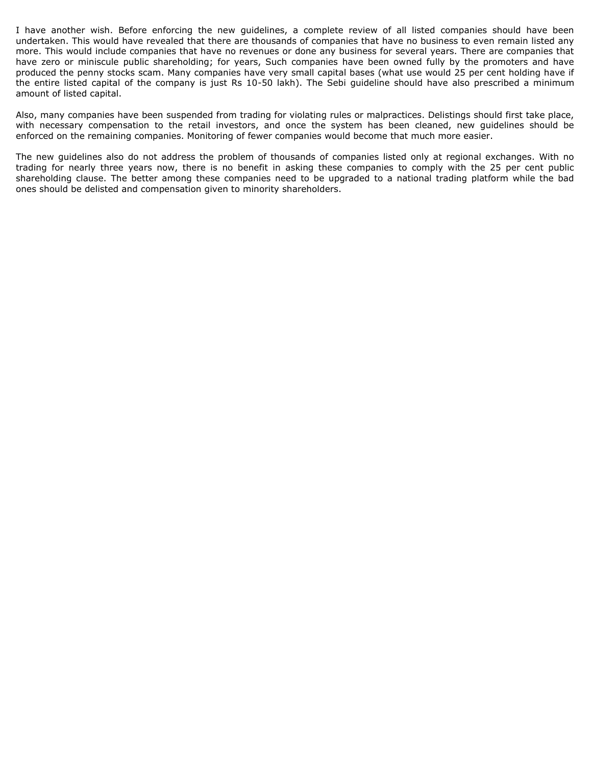I have another wish. Before enforcing the new guidelines, a complete review of all listed companies should have been undertaken. This would have revealed that there are thousands of companies that have no business to even remain listed any more. This would include companies that have no revenues or done any business for several years. There are companies that have zero or miniscule public shareholding; for years, Such companies have been owned fully by the promoters and have produced the penny stocks scam. Many companies have very small capital bases (what use would 25 per cent holding have if the entire listed capital of the company is just Rs 10-50 lakh). The Sebi guideline should have also prescribed a minimum amount of listed capital.

Also, many companies have been suspended from trading for violating rules or malpractices. Delistings should first take place, with necessary compensation to the retail investors, and once the system has been cleaned, new guidelines should be enforced on the remaining companies. Monitoring of fewer companies would become that much more easier.

The new guidelines also do not address the problem of thousands of companies listed only at regional exchanges. With no trading for nearly three years now, there is no benefit in asking these companies to comply with the 25 per cent public shareholding clause. The better among these companies need to be upgraded to a national trading platform while the bad ones should be delisted and compensation given to minority shareholders.